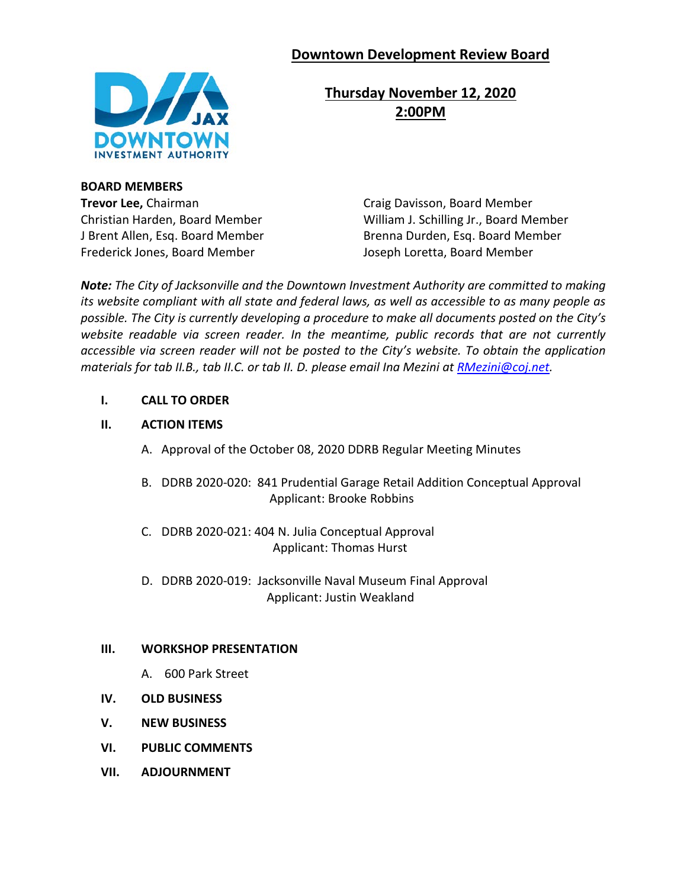# Downtown Development Review Board

## Thursday November 12, 2020
## 2:00PM

**BOARD MEMBERS**

**Trevor Lee,** Chairman
Christian Harden, Board Member
J Brent Allen, Esq. Board Member
Frederick Jones, Board Member
Craig Davisson, Board Member
William J. Schilling Jr., Board Member
Brenna Durden, Esq. Board Member
Joseph Loretta, Board Member

***Note:** The City of Jacksonville and the Downtown Investment Authority are committed to making its website compliant with all state and federal laws, as well as accessible to as many people as possible. The City is currently developing a procedure to make all documents posted on the City's website readable via screen reader. In the meantime, public records that are not currently accessible via screen reader will not be posted to the City's website. To obtain the application materials for tab II.B., tab II.C. or tab II. D. please email Ina Mezini at [RMezini@coj.net](mailto:RMezini@coj.net).*

**I. CALL TO ORDER**

**II. ACTION ITEMS**

A. Approval of the October 08, 2020 DDRB Regular Meeting Minutes

B. DDRB 2020-020: 841 Prudential Garage Retail Addition Conceptual Approval
Applicant: Brooke Robbins

C. DDRB 2020-021: 404 N. Julia Conceptual Approval
Applicant: Thomas Hurst

D. DDRB 2020-019: Jacksonville Naval Museum Final Approval
Applicant: Justin Weakland

**III. WORKSHOP PRESENTATION**

A. 600 Park Street

**IV. OLD BUSINESS**

**V. NEW BUSINESS**

**VI. PUBLIC COMMENTS**

**VII. ADJOURNMENT**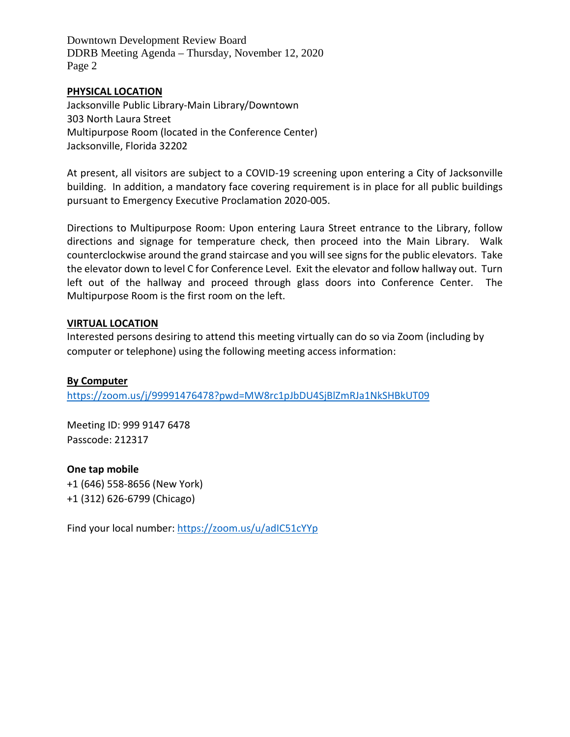**PHYSICAL LOCATION**

Jacksonville Public Library-Main Library/Downtown
303 North Laura Street
Multipurpose Room (located in the Conference Center)
Jacksonville, Florida 32202

At present, all visitors are subject to a COVID-19 screening upon entering a City of Jacksonville building. In addition, a mandatory face covering requirement is in place for all public buildings pursuant to Emergency Executive Proclamation 2020-005.

Directions to Multipurpose Room: Upon entering Laura Street entrance to the Library, follow directions and signage for temperature check, then proceed into the Main Library. Walk counterclockwise around the grand staircase and you will see signs for the public elevators. Take the elevator down to level C for Conference Level. Exit the elevator and follow hallway out. Turn left out of the hallway and proceed through glass doors into Conference Center. The Multipurpose Room is the first room on the left.

**VIRTUAL LOCATION**

Interested persons desiring to attend this meeting virtually can do so via Zoom (including by computer or telephone) using the following meeting access information:

**By Computer**

https://zoom.us/j/99991476478?pwd=MW8rc1pJbDU4SjBlZmRJa1NkSHBkUT09

Meeting ID: 999 9147 6478
Passcode: 212317

**One tap mobile**

+1 (646) 558-8656 (New York)
+1 (312) 626-6799 (Chicago)

Find your local number: https://zoom.us/u/adIC51cYYp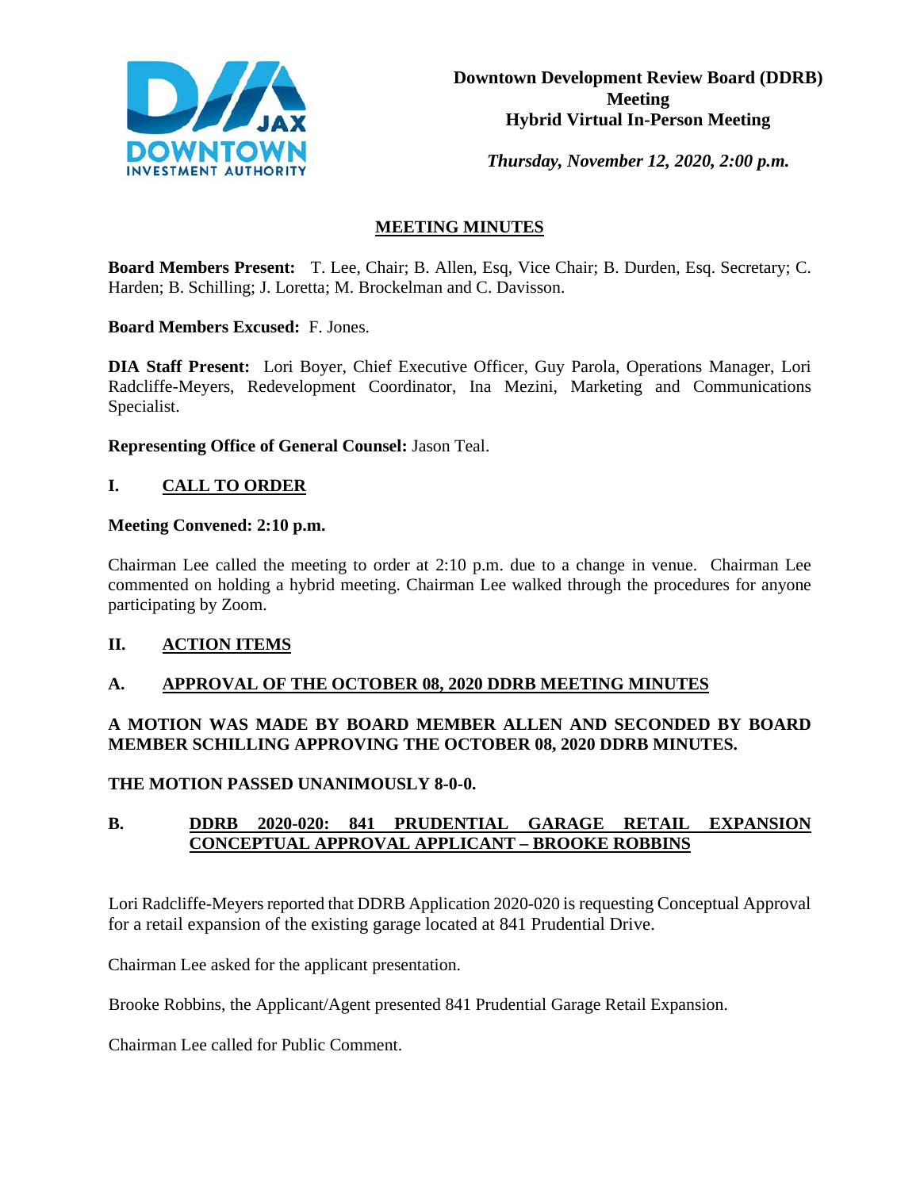**Downtown Development Review Board (DDRB) Meeting**
**Hybrid Virtual In-Person Meeting**

*Thursday, November 12, 2020, 2:00 p.m.*

## MEETING MINUTES

**Board Members Present:** T. Lee, Chair; B. Allen, Esq, Vice Chair; B. Durden, Esq. Secretary; C. Harden; B. Schilling; J. Loretta; M. Brockelman and C. Davisson.

**Board Members Excused:** F. Jones.

**DIA Staff Present:** Lori Boyer, Chief Executive Officer, Guy Parola, Operations Manager, Lori Radcliffe-Meyers, Redevelopment Coordinator, Ina Mezini, Marketing and Communications Specialist.

**Representing Office of General Counsel:** Jason Teal.

## I. CALL TO ORDER

**Meeting Convened: 2:10 p.m.**

Chairman Lee called the meeting to order at 2:10 p.m. due to a change in venue. Chairman Lee commented on holding a hybrid meeting. Chairman Lee walked through the procedures for anyone participating by Zoom.

## II. ACTION ITEMS

### A. APPROVAL OF THE OCTOBER 08, 2020 DDRB MEETING MINUTES

**A MOTION WAS MADE BY BOARD MEMBER ALLEN AND SECONDED BY BOARD MEMBER SCHILLING APPROVING THE OCTOBER 08, 2020 DDRB MINUTES.**

**THE MOTION PASSED UNANIMOUSLY 8-0-0.**

### B. DDRB 2020-020: 841 PRUDENTIAL GARAGE RETAIL EXPANSION CONCEPTUAL APPROVAL APPLICANT – BROOKE ROBBINS

Lori Radcliffe-Meyers reported that DDRB Application 2020-020 is requesting Conceptual Approval for a retail expansion of the existing garage located at 841 Prudential Drive.

Chairman Lee asked for the applicant presentation.

Brooke Robbins, the Applicant/Agent presented 841 Prudential Garage Retail Expansion.

Chairman Lee called for Public Comment.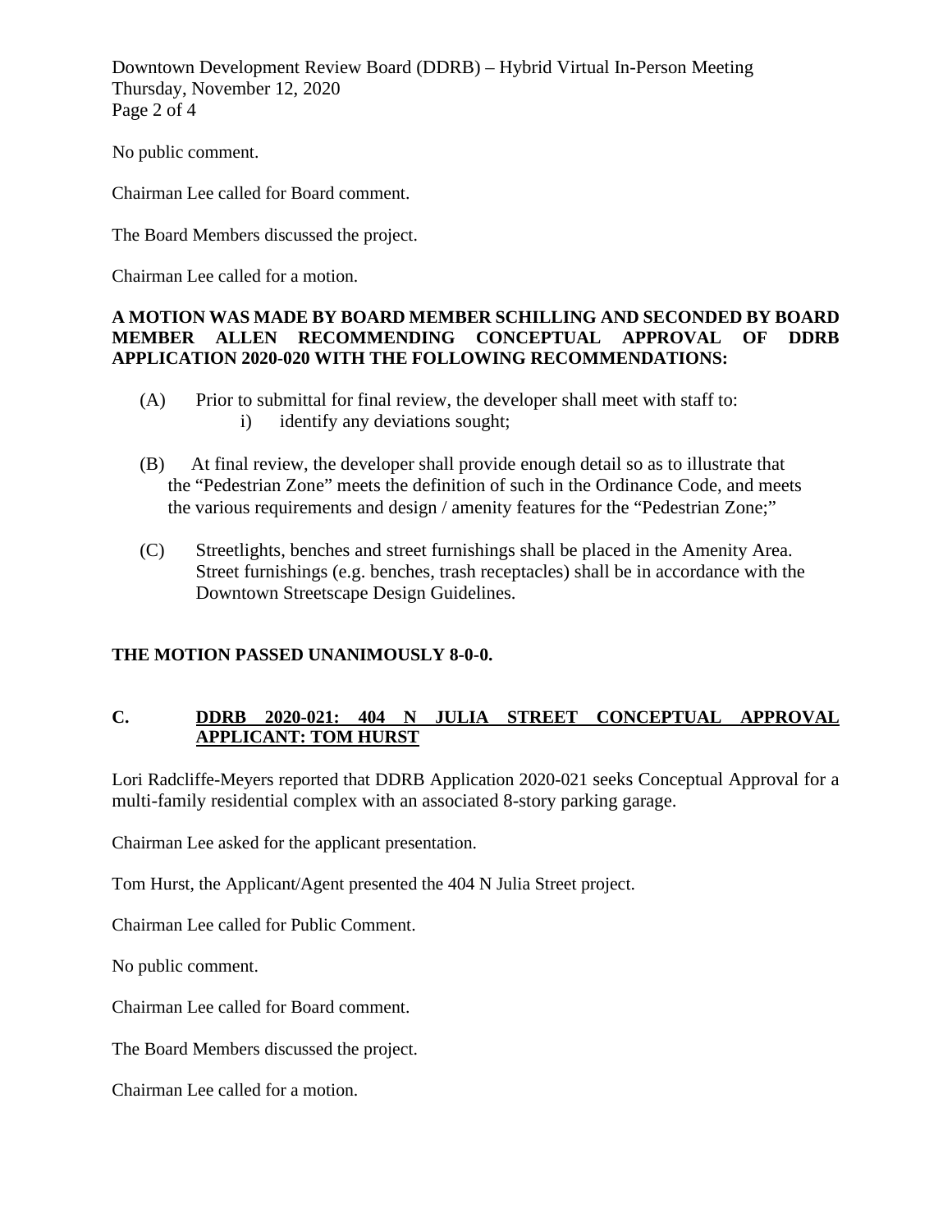No public comment.

Chairman Lee called for Board comment.

The Board Members discussed the project.

Chairman Lee called for a motion.

**A MOTION WAS MADE BY BOARD MEMBER SCHILLING AND SECONDED BY BOARD MEMBER ALLEN RECOMMENDING CONCEPTUAL APPROVAL OF DDRB APPLICATION 2020-020 WITH THE FOLLOWING RECOMMENDATIONS:**

(A) Prior to submittal for final review, the developer shall meet with staff to:
  i) identify any deviations sought;

(B) At final review, the developer shall provide enough detail so as to illustrate that the "Pedestrian Zone" meets the definition of such in the Ordinance Code, and meets the various requirements and design / amenity features for the "Pedestrian Zone;"

(C) Streetlights, benches and street furnishings shall be placed in the Amenity Area. Street furnishings (e.g. benches, trash receptacles) shall be in accordance with the Downtown Streetscape Design Guidelines.

**THE MOTION PASSED UNANIMOUSLY 8-0-0.**

## C. <u>DDRB 2020-021: 404 N JULIA STREET CONCEPTUAL APPROVAL APPLICANT: TOM HURST</u>

Lori Radcliffe-Meyers reported that DDRB Application 2020-021 seeks Conceptual Approval for a multi-family residential complex with an associated 8-story parking garage.

Chairman Lee asked for the applicant presentation.

Tom Hurst, the Applicant/Agent presented the 404 N Julia Street project.

Chairman Lee called for Public Comment.

No public comment.

Chairman Lee called for Board comment.

The Board Members discussed the project.

Chairman Lee called for a motion.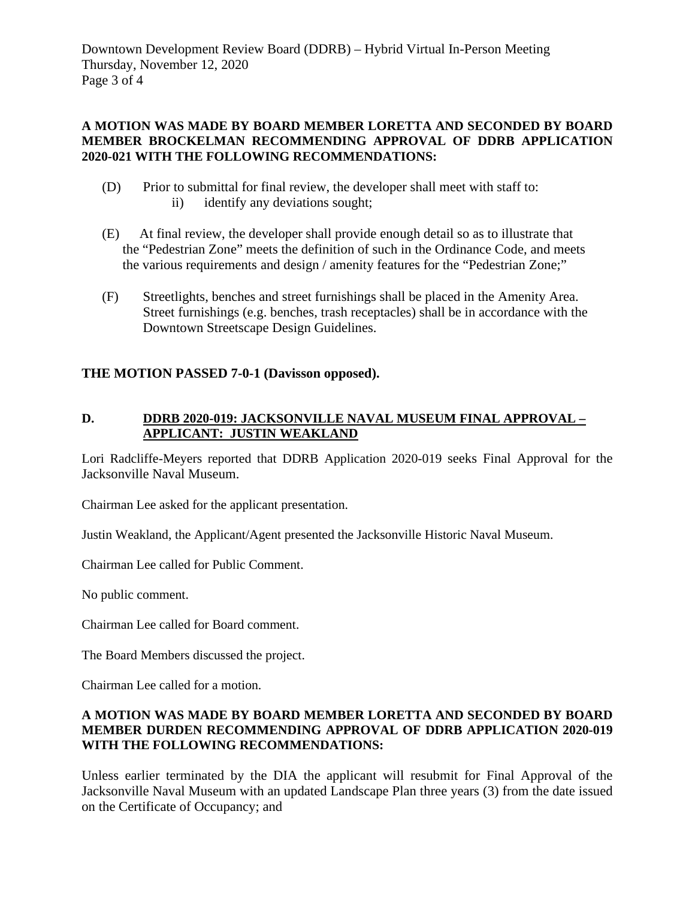**A MOTION WAS MADE BY BOARD MEMBER LORETTA AND SECONDED BY BOARD MEMBER BROCKELMAN RECOMMENDING APPROVAL OF DDRB APPLICATION 2020-021 WITH THE FOLLOWING RECOMMENDATIONS:**

(D) Prior to submittal for final review, the developer shall meet with staff to:
   ii) identify any deviations sought;

(E) At final review, the developer shall provide enough detail so as to illustrate that the "Pedestrian Zone" meets the definition of such in the Ordinance Code, and meets the various requirements and design / amenity features for the "Pedestrian Zone;"

(F) Streetlights, benches and street furnishings shall be placed in the Amenity Area. Street furnishings (e.g. benches, trash receptacles) shall be in accordance with the Downtown Streetscape Design Guidelines.

**THE MOTION PASSED 7-0-1 (Davisson opposed).**

**D. DDRB 2020-019: JACKSONVILLE NAVAL MUSEUM FINAL APPROVAL – APPLICANT: JUSTIN WEAKLAND**

Lori Radcliffe-Meyers reported that DDRB Application 2020-019 seeks Final Approval for the Jacksonville Naval Museum.

Chairman Lee asked for the applicant presentation.

Justin Weakland, the Applicant/Agent presented the Jacksonville Historic Naval Museum.

Chairman Lee called for Public Comment.

No public comment.

Chairman Lee called for Board comment.

The Board Members discussed the project.

Chairman Lee called for a motion.

**A MOTION WAS MADE BY BOARD MEMBER LORETTA AND SECONDED BY BOARD MEMBER DURDEN RECOMMENDING APPROVAL OF DDRB APPLICATION 2020-019 WITH THE FOLLOWING RECOMMENDATIONS:**

Unless earlier terminated by the DIA the applicant will resubmit for Final Approval of the Jacksonville Naval Museum with an updated Landscape Plan three years (3) from the date issued on the Certificate of Occupancy; and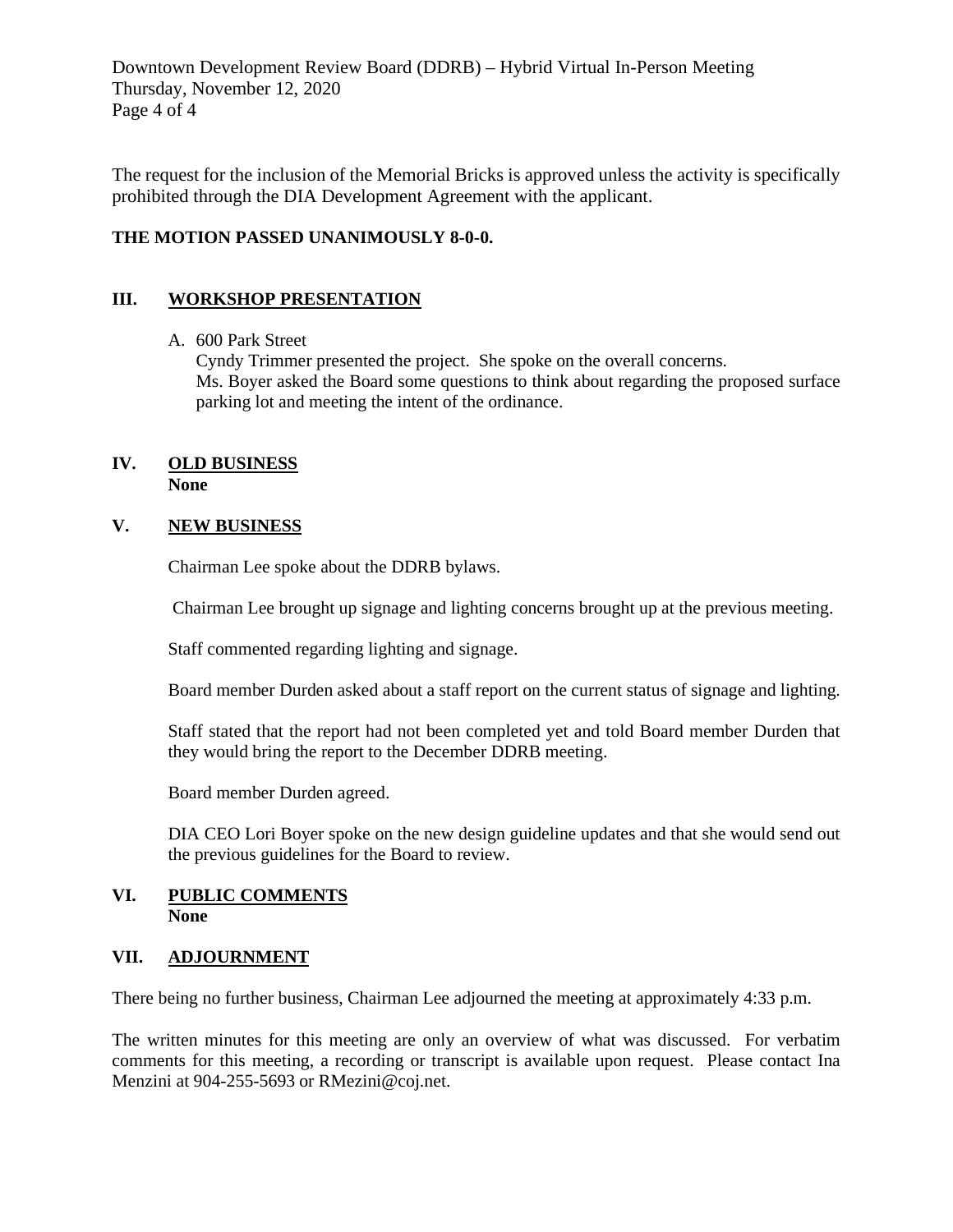The request for the inclusion of the Memorial Bricks is approved unless the activity is specifically prohibited through the DIA Development Agreement with the applicant.

**THE MOTION PASSED UNANIMOUSLY 8-0-0.**

## III. WORKSHOP PRESENTATION

A. 600 Park Street
Cyndy Trimmer presented the project. She spoke on the overall concerns.
Ms. Boyer asked the Board some questions to think about regarding the proposed surface parking lot and meeting the intent of the ordinance.

## IV. OLD BUSINESS
**None**

## V. NEW BUSINESS

Chairman Lee spoke about the DDRB bylaws.

Chairman Lee brought up signage and lighting concerns brought up at the previous meeting.

Staff commented regarding lighting and signage.

Board member Durden asked about a staff report on the current status of signage and lighting.

Staff stated that the report had not been completed yet and told Board member Durden that they would bring the report to the December DDRB meeting.

Board member Durden agreed.

DIA CEO Lori Boyer spoke on the new design guideline updates and that she would send out the previous guidelines for the Board to review.

## VI. PUBLIC COMMENTS
**None**

## VII. ADJOURNMENT

There being no further business, Chairman Lee adjourned the meeting at approximately 4:33 p.m.

The written minutes for this meeting are only an overview of what was discussed. For verbatim comments for this meeting, a recording or transcript is available upon request. Please contact Ina Menzini at 904-255-5693 or RMezini@coj.net.